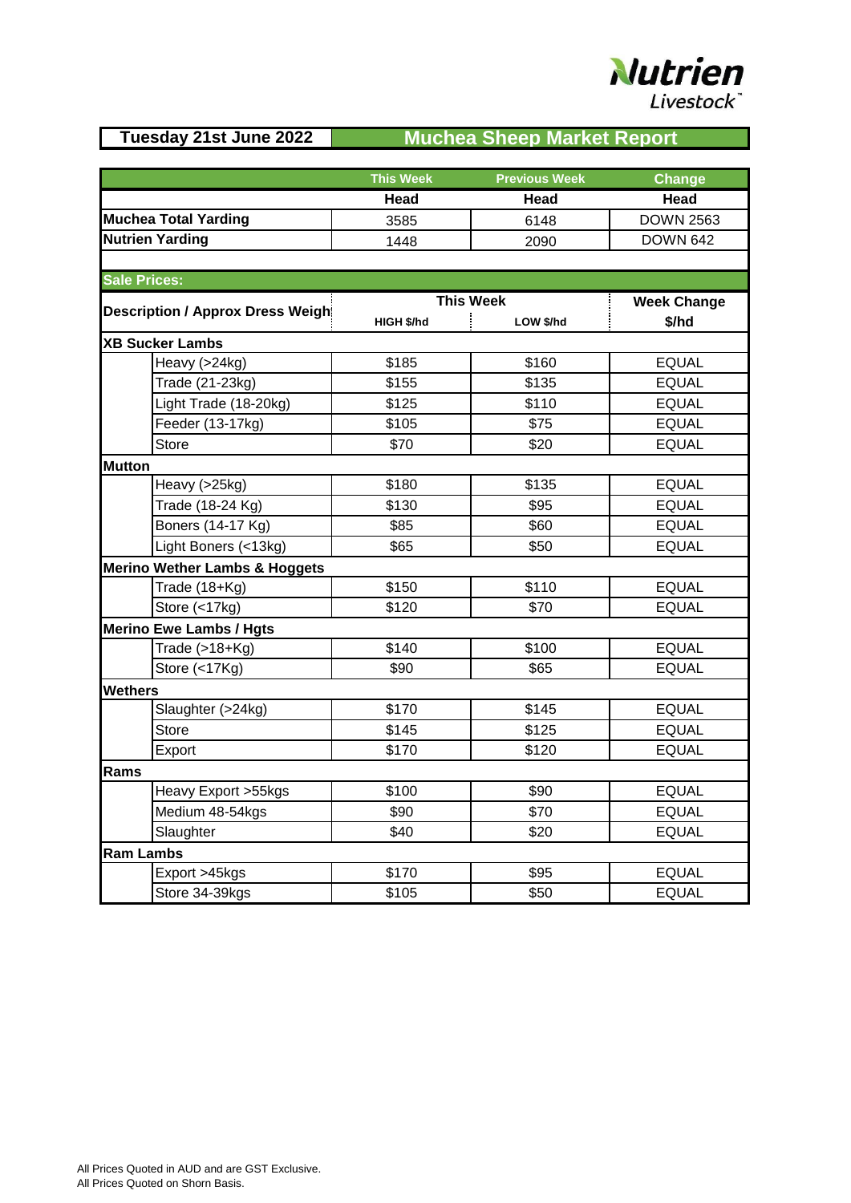Nutrien Livestock

**Tuesday 21st June 2022** | **Muchea Sheep Market Report**

| | This Week | Previous Week | Change |
|---|---|---|---|
| | **Head** | **Head** | **Head** |
| **Muchea Total Yarding** | 3585 | 6148 | DOWN 2563 |
| **Nutrien Yarding** | 1448 | 2090 | DOWN 642 |

**Sale Prices:**

| Description / Approx Dress Weigh | | This Week | | Week Change |
|---|---|---|---|---|
| | | HIGH $/hd | LOW $/hd | $/hd |
| **XB Sucker Lambs** | | | | |
| | Heavy (>24kg) | $185 | $160 | EQUAL |
| | Trade (21-23kg) | $155 | $135 | EQUAL |
| | Light Trade (18-20kg) | $125 | $110 | EQUAL |
| | Feeder (13-17kg) | $105 | $75 | EQUAL |
| | Store | $70 | $20 | EQUAL |
| **Mutton** | | | | |
| | Heavy (>25kg) | $180 | $135 | EQUAL |
| | Trade (18-24 Kg) | $130 | $95 | EQUAL |
| | Boners (14-17 Kg) | $85 | $60 | EQUAL |
| | Light Boners (<13kg) | $65 | $50 | EQUAL |
| **Merino Wether Lambs & Hoggets** | | | | |
| | Trade (18+Kg) | $150 | $110 | EQUAL |
| | Store (<17kg) | $120 | $70 | EQUAL |
| **Merino Ewe Lambs / Hgts** | | | | |
| | Trade (>18+Kg) | $140 | $100 | EQUAL |
| | Store (<17Kg) | $90 | $65 | EQUAL |
| **Wethers** | | | | |
| | Slaughter (>24kg) | $170 | $145 | EQUAL |
| | Store | $145 | $125 | EQUAL |
| | Export | $170 | $120 | EQUAL |
| **Rams** | | | | |
| | Heavy Export >55kgs | $100 | $90 | EQUAL |
| | Medium 48-54kgs | $90 | $70 | EQUAL |
| | Slaughter | $40 | $20 | EQUAL |
| **Ram Lambs** | | | | |
| | Export >45kgs | $170 | $95 | EQUAL |
| | Store 34-39kgs | $105 | $50 | EQUAL |

All Prices Quoted in AUD and are GST Exclusive.
All Prices Quoted on Shorn Basis.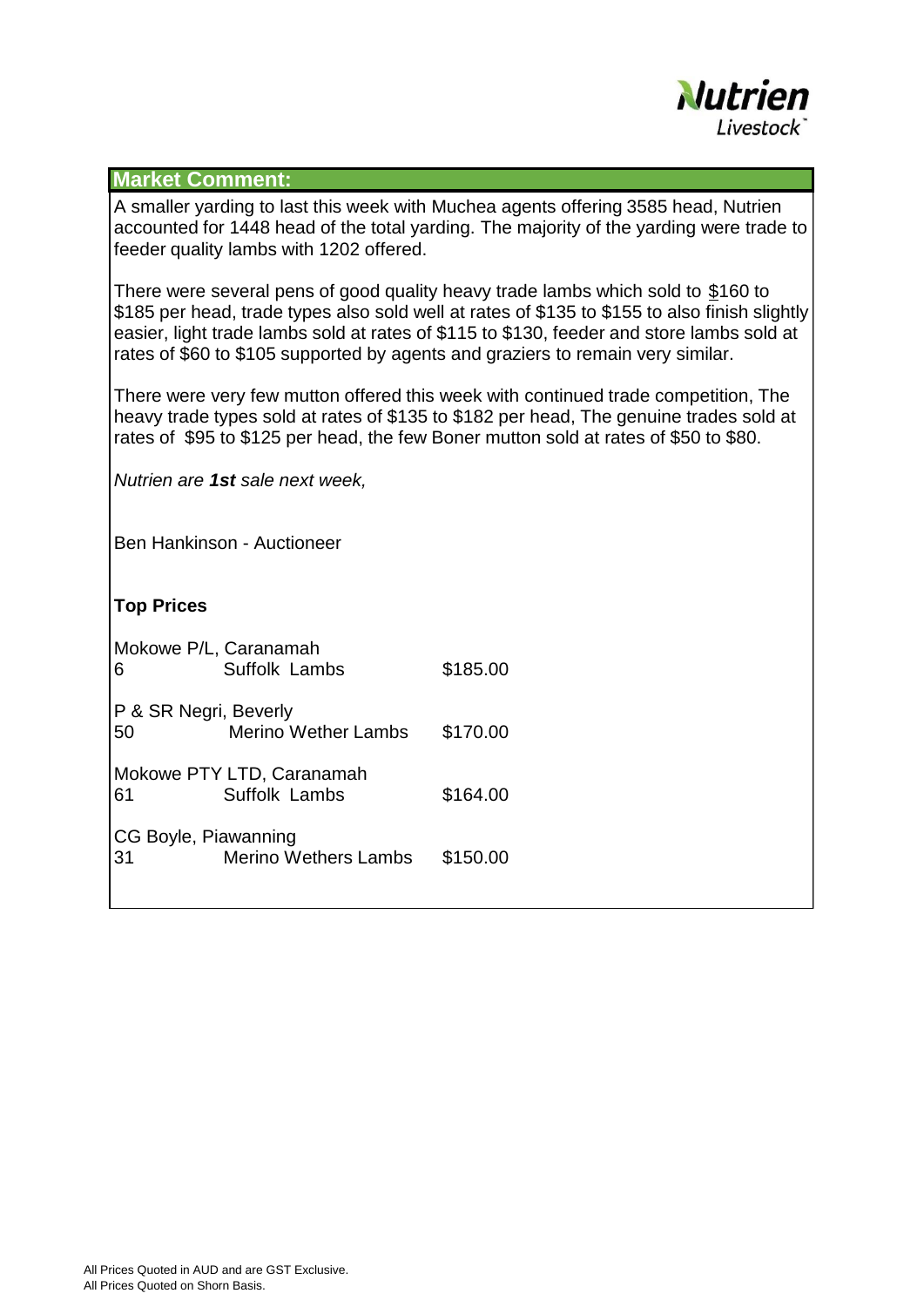## Market Comment:

A smaller yarding to last this week with Muchea agents offering 3585 head, Nutrien accounted for 1448 head of the total yarding. The majority of the yarding were trade to feeder quality lambs with 1202 offered.

There were several pens of good quality heavy trade lambs which sold to $160 to $185 per head, trade types also sold well at rates of $135 to $155 to also finish slightly easier, light trade lambs sold at rates of $115 to $130, feeder and store lambs sold at rates of $60 to $105 supported by agents and graziers to remain very similar.

There were very few mutton offered this week with continued trade competition, The heavy trade types sold at rates of $135 to $182 per head, The genuine trades sold at rates of $95 to $125 per head, the few Boner mutton sold at rates of $50 to $80.

*Nutrien are **1st** sale next week,*

Ben Hankinson - Auctioneer

**Top Prices**

Mokowe P/L, Caranamah

| 6 | Suffolk Lambs | $185.00 |
|---|---|---|

P & SR Negri, Beverly

| 50 | Merino Wether Lambs | $170.00 |
|---|---|---|

Mokowe PTY LTD, Caranamah

| 61 | Suffolk Lambs | $164.00 |
|---|---|---|

CG Boyle, Piawanning

| 31 | Merino Wethers Lambs | $150.00 |
|---|---|---|

All Prices Quoted in AUD and are GST Exclusive.
All Prices Quoted on Shorn Basis.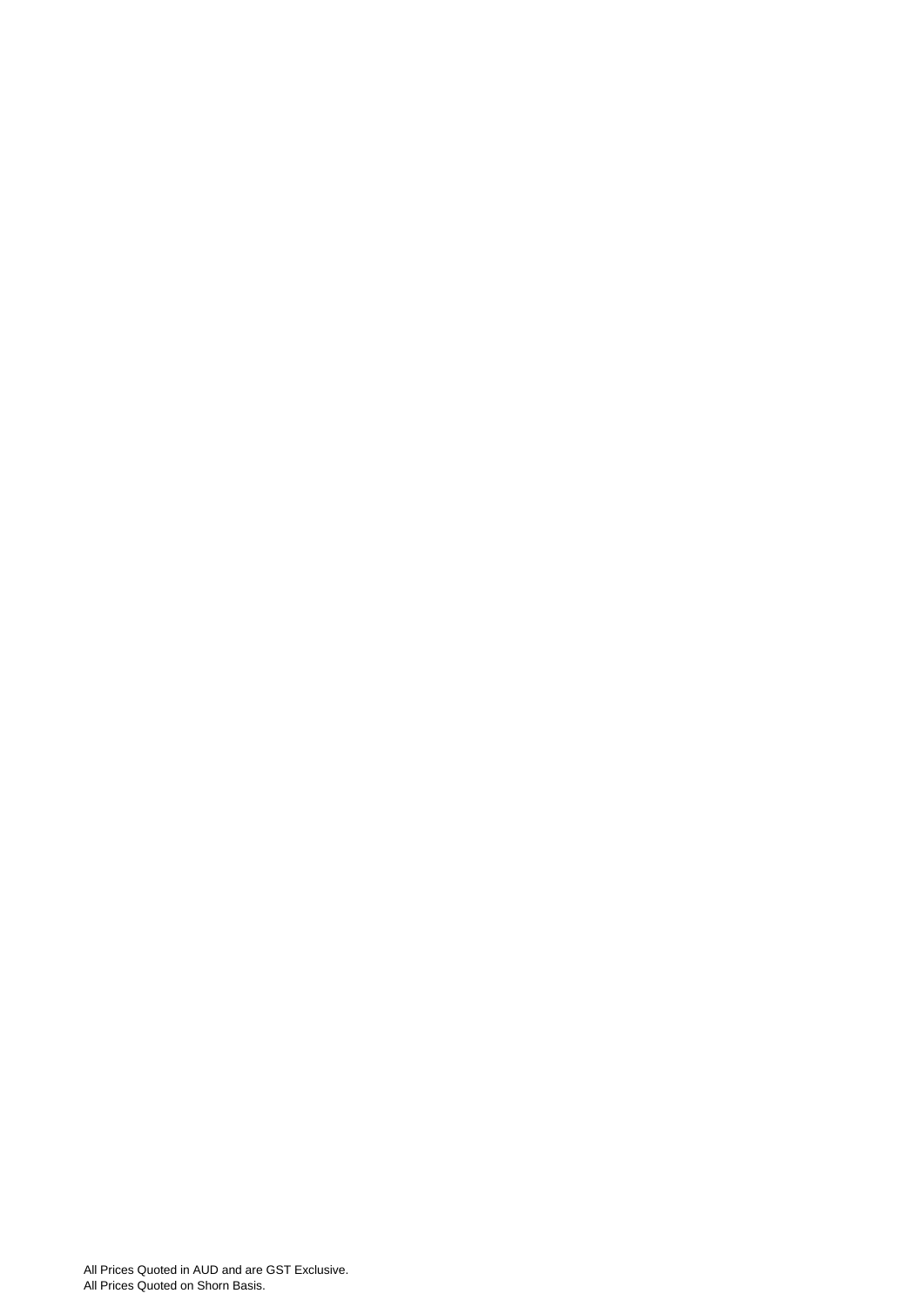All Prices Quoted in AUD and are GST Exclusive.
All Prices Quoted on Shorn Basis.